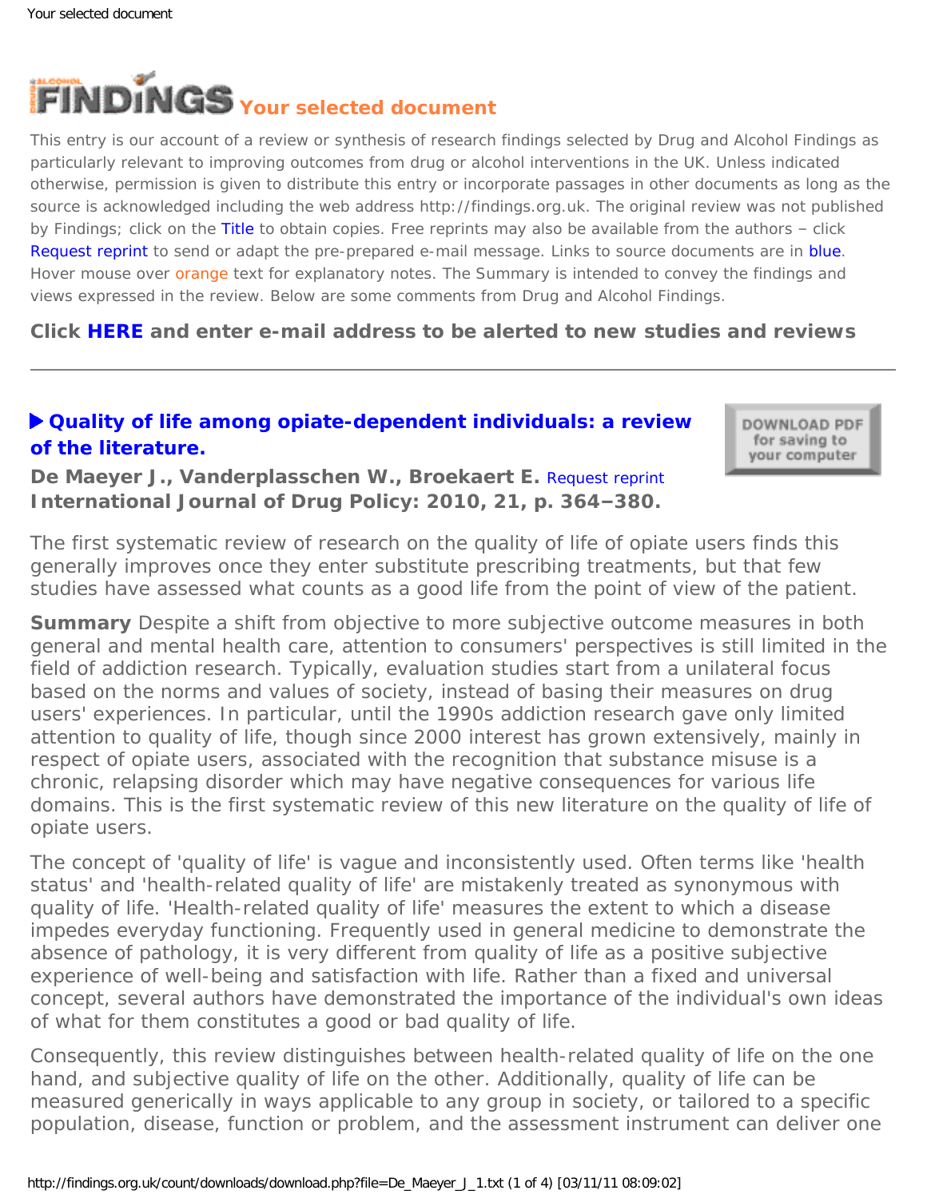# FINDINGS Your selected document

This entry is our account of a review or synthesis of research findings selected by Drug and Alcohol Findings as particularly relevant to improving outcomes from drug or alcohol interventions in the UK. Unless indicated otherwise, permission is given to distribute this entry or incorporate passages in other documents as long as the source is acknowledged including the web address http://findings.org.uk. The original review was not published by Findings; click on the Title to obtain copies. Free reprints may also be available from the authors – click Request reprint to send or adapt the pre-prepared e-mail message. Links to source documents are in blue. Hover mouse over orange text for explanatory notes. The Summary is intended to convey the findings and views expressed in the review. Below are some comments from Drug and Alcohol Findings.

**Click HERE and enter e-mail address to be alerted to new studies and reviews**

---

## ▶ Quality of life among opiate-dependent individuals: a review of the literature.

DOWNLOAD PDF for saving to your computer

**De Maeyer J., Vanderplasschen W., Broekaert E.** Request reprint
**International Journal of Drug Policy: 2010, 21, p. 364–380.**

The first systematic review of research on the quality of life of opiate users finds this generally improves once they enter substitute prescribing treatments, but that few studies have assessed what counts as a good life from the point of view of the patient.

**Summary** Despite a shift from objective to more subjective outcome measures in both general and mental health care, attention to consumers' perspectives is still limited in the field of addiction research. Typically, evaluation studies start from a unilateral focus based on the norms and values of society, instead of basing their measures on drug users' experiences. In particular, until the 1990s addiction research gave only limited attention to quality of life, though since 2000 interest has grown extensively, mainly in respect of opiate users, associated with the recognition that substance misuse is a chronic, relapsing disorder which may have negative consequences for various life domains. This is the first systematic review of this new literature on the quality of life of opiate users.

The concept of 'quality of life' is vague and inconsistently used. Often terms like 'health status' and 'health-related quality of life' are mistakenly treated as synonymous with quality of life. 'Health-related quality of life' measures the extent to which a disease impedes everyday functioning. Frequently used in general medicine to demonstrate the absence of pathology, it is very different from quality of life as a positive subjective experience of well-being and satisfaction with life. Rather than a fixed and universal concept, several authors have demonstrated the importance of the individual's own ideas of what for them constitutes a good or bad quality of life.

Consequently, this review distinguishes between health-related quality of life on the one hand, and subjective quality of life on the other. Additionally, quality of life can be measured generically in ways applicable to any group in society, or tailored to a specific population, disease, function or problem, and the assessment instrument can deliver one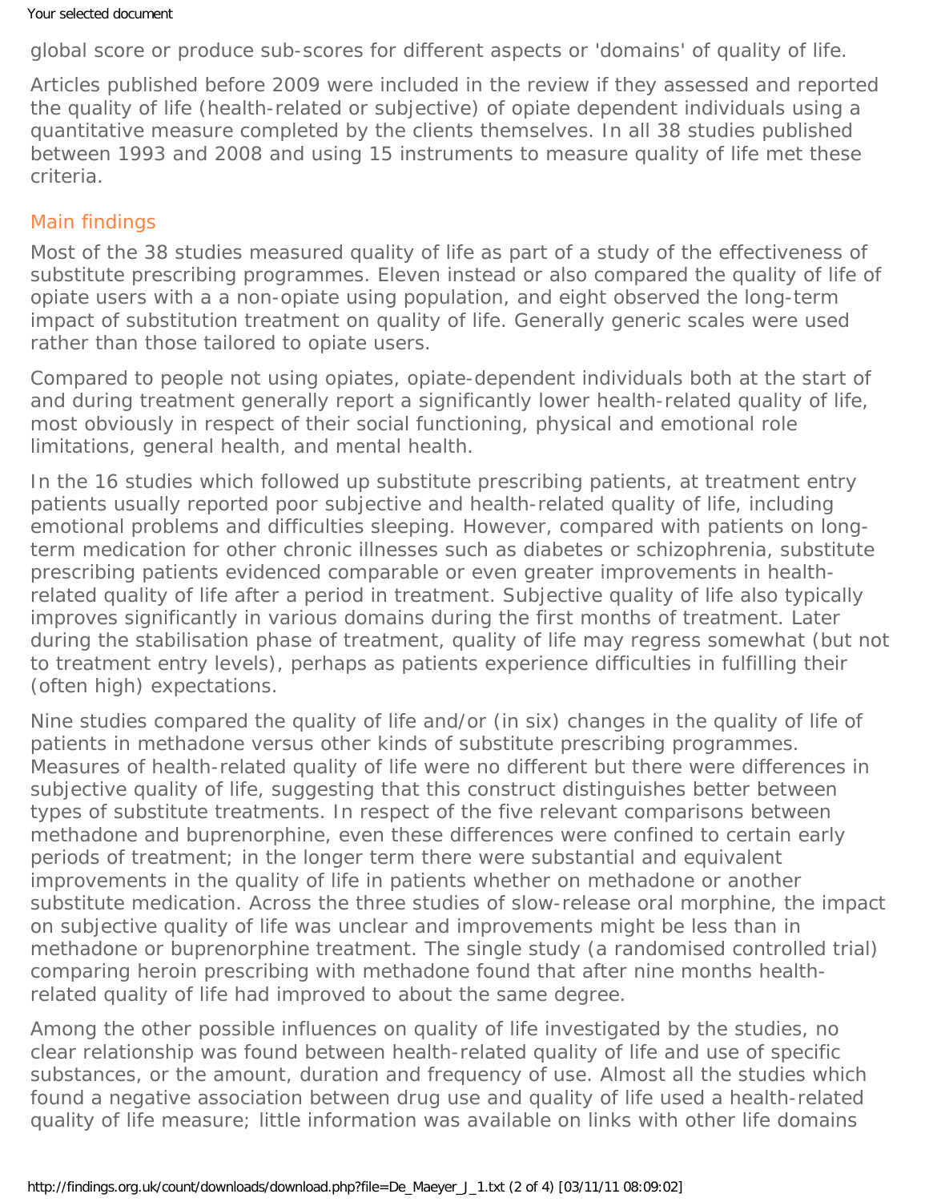global score or produce sub-scores for different aspects or 'domains' of quality of life.

Articles published before 2009 were included in the review if they assessed and reported the quality of life (health-related or subjective) of opiate dependent individuals using a quantitative measure completed by the clients themselves. In all 38 studies published between 1993 and 2008 and using 15 instruments to measure quality of life met these criteria.

## Main findings

Most of the 38 studies measured quality of life as part of a study of the effectiveness of substitute prescribing programmes. Eleven instead or also compared the quality of life of opiate users with a a non-opiate using population, and eight observed the long-term impact of substitution treatment on quality of life. Generally generic scales were used rather than those tailored to opiate users.

Compared to people not using opiates, opiate-dependent individuals both at the start of and during treatment generally report a significantly lower health-related quality of life, most obviously in respect of their social functioning, physical and emotional role limitations, general health, and mental health.

In the 16 studies which followed up substitute prescribing patients, at treatment entry patients usually reported poor subjective and health-related quality of life, including emotional problems and difficulties sleeping. However, compared with patients on long-term medication for other chronic illnesses such as diabetes or schizophrenia, substitute prescribing patients evidenced comparable or even greater improvements in health-related quality of life after a period in treatment. Subjective quality of life also typically improves significantly in various domains during the first months of treatment. Later during the stabilisation phase of treatment, quality of life may regress somewhat (but not to treatment entry levels), perhaps as patients experience difficulties in fulfilling their (often high) expectations.

Nine studies compared the quality of life and/or (in six) changes in the quality of life of patients in methadone versus other kinds of substitute prescribing programmes. Measures of health-related quality of life were no different but there were differences in subjective quality of life, suggesting that this construct distinguishes better between types of substitute treatments. In respect of the five relevant comparisons between methadone and buprenorphine, even these differences were confined to certain early periods of treatment; in the longer term there were substantial and equivalent improvements in the quality of life in patients whether on methadone or another substitute medication. Across the three studies of slow-release oral morphine, the impact on subjective quality of life was unclear and improvements might be less than in methadone or buprenorphine treatment. The single study (a randomised controlled trial) comparing heroin prescribing with methadone found that after nine months health-related quality of life had improved to about the same degree.

Among the other possible influences on quality of life investigated by the studies, no clear relationship was found between health-related quality of life and use of specific substances, or the amount, duration and frequency of use. Almost all the studies which found a negative association between drug use and quality of life used a health-related quality of life measure; little information was available on links with other life domains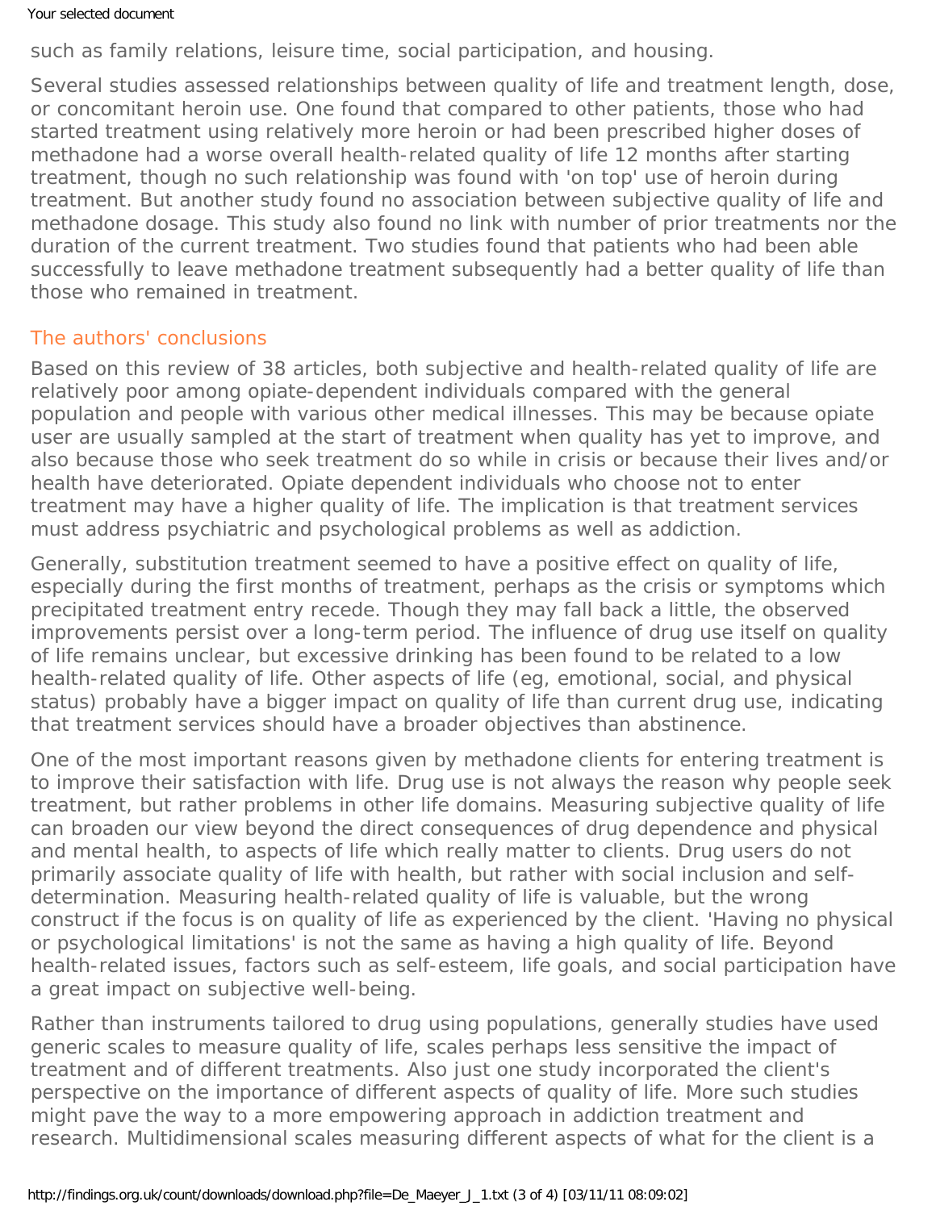such as family relations, leisure time, social participation, and housing.

Several studies assessed relationships between quality of life and treatment length, dose, or concomitant heroin use. One found that compared to other patients, those who had started treatment using relatively more heroin or had been prescribed higher doses of methadone had a worse overall health-related quality of life 12 months after starting treatment, though no such relationship was found with 'on top' use of heroin during treatment. But another study found no association between subjective quality of life and methadone dosage. This study also found no link with number of prior treatments nor the duration of the current treatment. Two studies found that patients who had been able successfully to leave methadone treatment subsequently had a better quality of life than those who remained in treatment.

## The authors' conclusions

Based on this review of 38 articles, both subjective and health-related quality of life are relatively poor among opiate-dependent individuals compared with the general population and people with various other medical illnesses. This may be because opiate user are usually sampled at the start of treatment when quality has yet to improve, and also because those who seek treatment do so while in crisis or because their lives and/or health have deteriorated. Opiate dependent individuals who choose not to enter treatment may have a higher quality of life. The implication is that treatment services must address psychiatric and psychological problems as well as addiction.

Generally, substitution treatment seemed to have a positive effect on quality of life, especially during the first months of treatment, perhaps as the crisis or symptoms which precipitated treatment entry recede. Though they may fall back a little, the observed improvements persist over a long-term period. The influence of drug use itself on quality of life remains unclear, but excessive drinking has been found to be related to a low health-related quality of life. Other aspects of life (eg, emotional, social, and physical status) probably have a bigger impact on quality of life than current drug use, indicating that treatment services should have a broader objectives than abstinence.

One of the most important reasons given by methadone clients for entering treatment is to improve their satisfaction with life. Drug use is not always the reason why people seek treatment, but rather problems in other life domains. Measuring subjective quality of life can broaden our view beyond the direct consequences of drug dependence and physical and mental health, to aspects of life which really matter to clients. Drug users do not primarily associate quality of life with health, but rather with social inclusion and self-determination. Measuring health-related quality of life is valuable, but the wrong construct if the focus is on quality of life as experienced by the client. 'Having no physical or psychological limitations' is not the same as having a high quality of life. Beyond health-related issues, factors such as self-esteem, life goals, and social participation have a great impact on subjective well-being.

Rather than instruments tailored to drug using populations, generally studies have used generic scales to measure quality of life, scales perhaps less sensitive the impact of treatment and of different treatments. Also just one study incorporated the client's perspective on the importance of different aspects of quality of life. More such studies might pave the way to a more empowering approach in addiction treatment and research. Multidimensional scales measuring different aspects of what for the client is a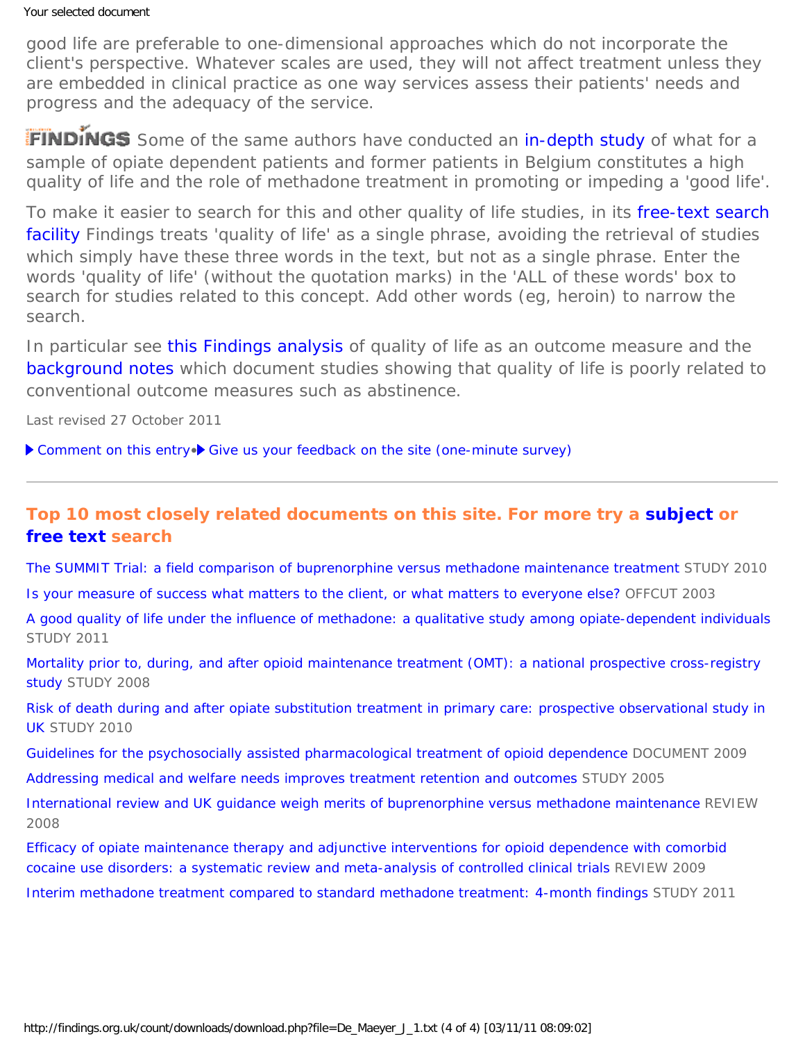good life are preferable to one-dimensional approaches which do not incorporate the client's perspective. Whatever scales are used, they will not affect treatment unless they are embedded in clinical practice as one way services assess their patients' needs and progress and the adequacy of the service.

FINDINGS Some of the same authors have conducted an in-depth study of what for a sample of opiate dependent patients and former patients in Belgium constitutes a high quality of life and the role of methadone treatment in promoting or impeding a 'good life'.

To make it easier to search for this and other quality of life studies, in its free-text search facility Findings treats 'quality of life' as a single phrase, avoiding the retrieval of studies which simply have these three words in the text, but not as a single phrase. Enter the words 'quality of life' (without the quotation marks) in the 'ALL of these words' box to search for studies related to this concept. Add other words (eg, heroin) to narrow the search.

In particular see this Findings analysis of quality of life as an outcome measure and the background notes which document studies showing that quality of life is poorly related to conventional outcome measures such as abstinence.

Last revised 27 October 2011

▶ Comment on this entry•▶ Give us your feedback on the site (one-minute survey)

---

## Top 10 most closely related documents on this site. For more try a subject or free text search

The SUMMIT Trial: a field comparison of buprenorphine versus methadone maintenance treatment STUDY 2010

Is your measure of success what matters to the client, or what matters to everyone else? OFFCUT 2003

A good quality of life under the influence of methadone: a qualitative study among opiate-dependent individuals STUDY 2011

Mortality prior to, during, and after opioid maintenance treatment (OMT): a national prospective cross-registry study STUDY 2008

Risk of death during and after opiate substitution treatment in primary care: prospective observational study in UK STUDY 2010

Guidelines for the psychosocially assisted pharmacological treatment of opioid dependence DOCUMENT 2009

Addressing medical and welfare needs improves treatment retention and outcomes STUDY 2005

International review and UK guidance weigh merits of buprenorphine versus methadone maintenance REVIEW 2008

Efficacy of opiate maintenance therapy and adjunctive interventions for opioid dependence with comorbid cocaine use disorders: a systematic review and meta-analysis of controlled clinical trials REVIEW 2009

Interim methadone treatment compared to standard methadone treatment: 4-month findings STUDY 2011